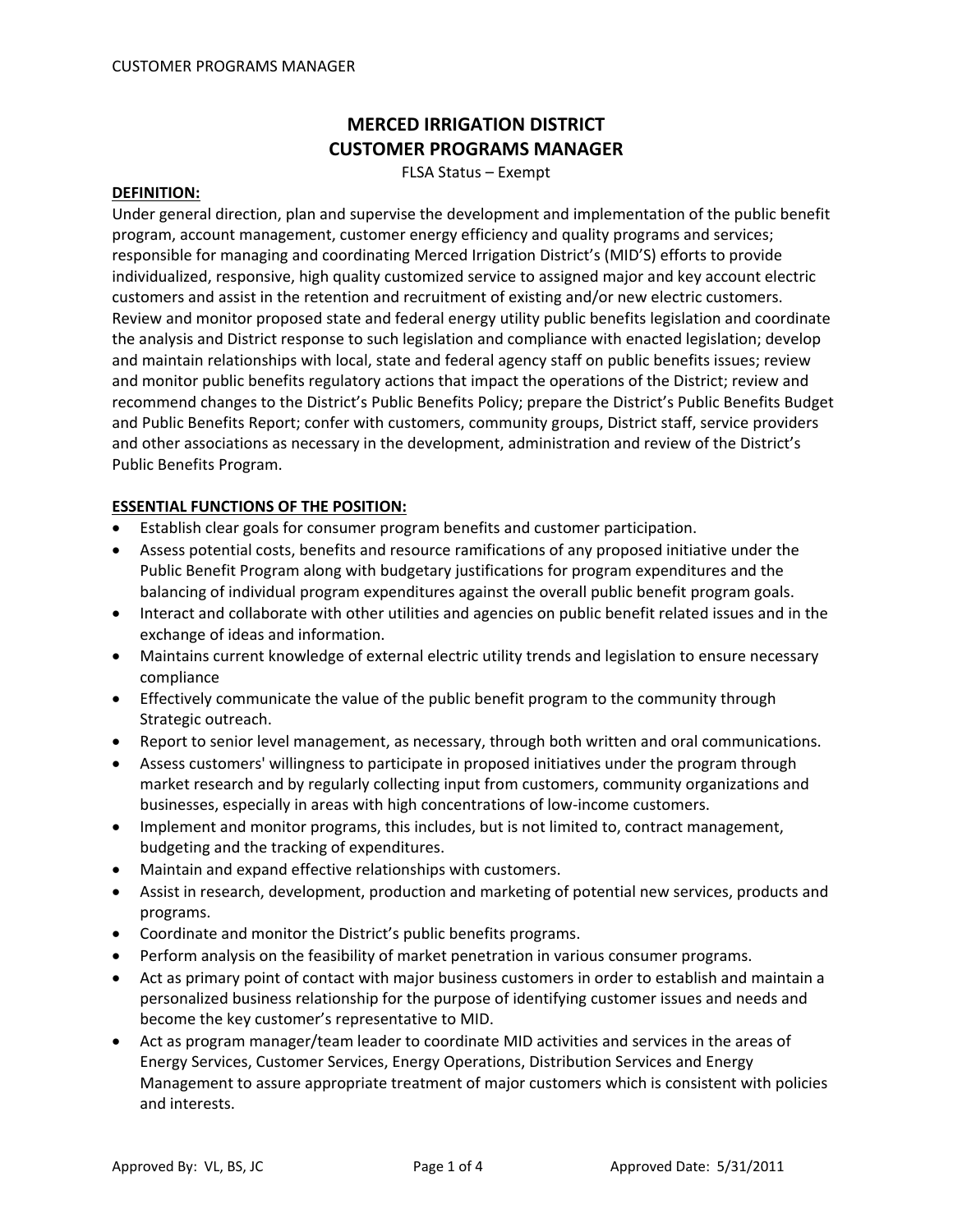# MERCED IRRIGATION DISTRICT
# CUSTOMER PROGRAMS MANAGER

FLSA Status – Exempt

**DEFINITION:**

Under general direction, plan and supervise the development and implementation of the public benefit program, account management, customer energy efficiency and quality programs and services; responsible for managing and coordinating Merced Irrigation District's (MID'S) efforts to provide individualized, responsive, high quality customized service to assigned major and key account electric customers and assist in the retention and recruitment of existing and/or new electric customers. Review and monitor proposed state and federal energy utility public benefits legislation and coordinate the analysis and District response to such legislation and compliance with enacted legislation; develop and maintain relationships with local, state and federal agency staff on public benefits issues; review and monitor public benefits regulatory actions that impact the operations of the District; review and recommend changes to the District's Public Benefits Policy; prepare the District's Public Benefits Budget and Public Benefits Report; confer with customers, community groups, District staff, service providers and other associations as necessary in the development, administration and review of the District's Public Benefits Program.

**ESSENTIAL FUNCTIONS OF THE POSITION:**

- Establish clear goals for consumer program benefits and customer participation.
- Assess potential costs, benefits and resource ramifications of any proposed initiative under the Public Benefit Program along with budgetary justifications for program expenditures and the balancing of individual program expenditures against the overall public benefit program goals.
- Interact and collaborate with other utilities and agencies on public benefit related issues and in the exchange of ideas and information.
- Maintains current knowledge of external electric utility trends and legislation to ensure necessary compliance
- Effectively communicate the value of the public benefit program to the community through Strategic outreach.
- Report to senior level management, as necessary, through both written and oral communications.
- Assess customers' willingness to participate in proposed initiatives under the program through market research and by regularly collecting input from customers, community organizations and businesses, especially in areas with high concentrations of low-income customers.
- Implement and monitor programs, this includes, but is not limited to, contract management, budgeting and the tracking of expenditures.
- Maintain and expand effective relationships with customers.
- Assist in research, development, production and marketing of potential new services, products and programs.
- Coordinate and monitor the District's public benefits programs.
- Perform analysis on the feasibility of market penetration in various consumer programs.
- Act as primary point of contact with major business customers in order to establish and maintain a personalized business relationship for the purpose of identifying customer issues and needs and become the key customer's representative to MID.
- Act as program manager/team leader to coordinate MID activities and services in the areas of Energy Services, Customer Services, Energy Operations, Distribution Services and Energy Management to assure appropriate treatment of major customers which is consistent with policies and interests.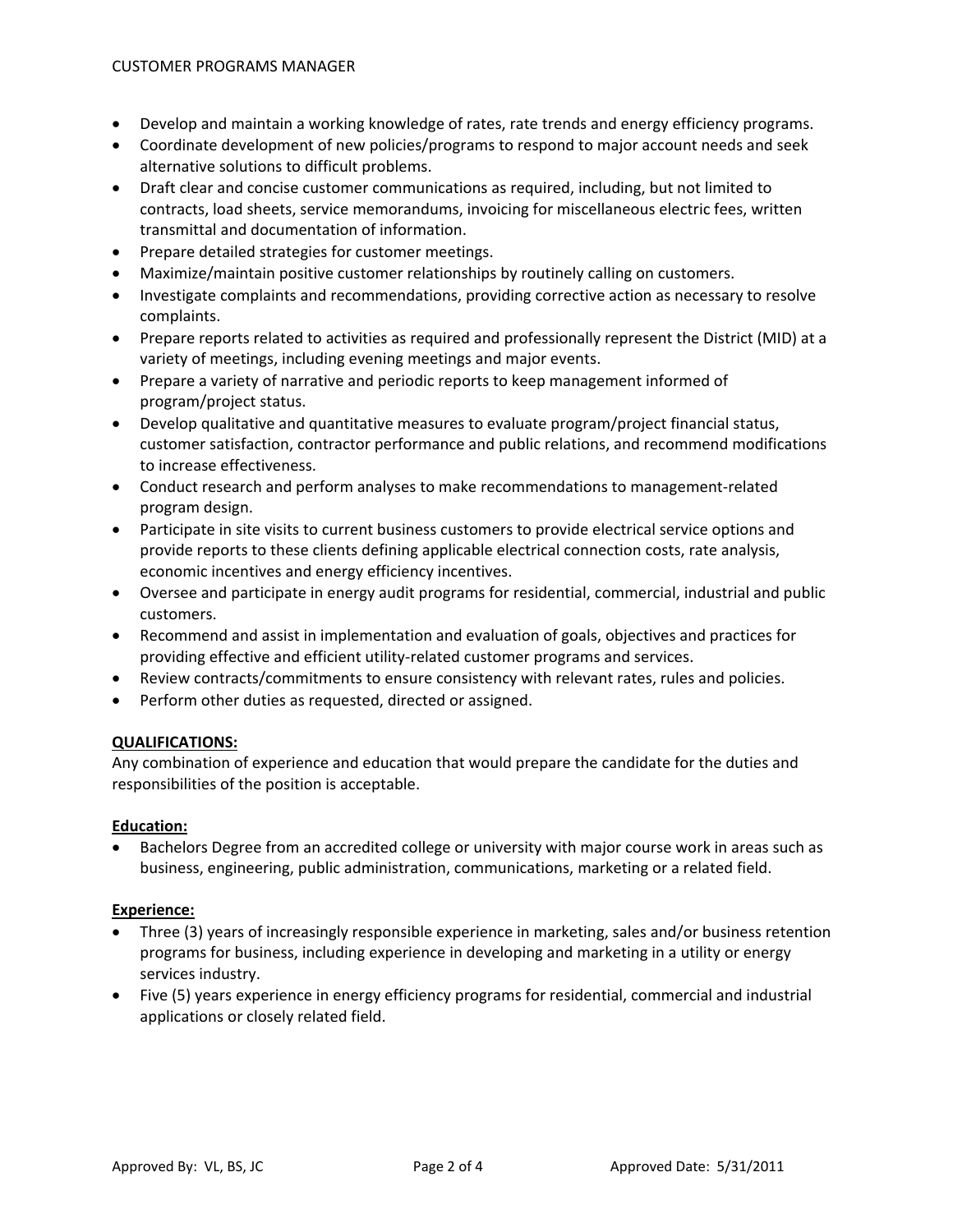- Develop and maintain a working knowledge of rates, rate trends and energy efficiency programs.
- Coordinate development of new policies/programs to respond to major account needs and seek alternative solutions to difficult problems.
- Draft clear and concise customer communications as required, including, but not limited to contracts, load sheets, service memorandums, invoicing for miscellaneous electric fees, written transmittal and documentation of information.
- Prepare detailed strategies for customer meetings.
- Maximize/maintain positive customer relationships by routinely calling on customers.
- Investigate complaints and recommendations, providing corrective action as necessary to resolve complaints.
- Prepare reports related to activities as required and professionally represent the District (MID) at a variety of meetings, including evening meetings and major events.
- Prepare a variety of narrative and periodic reports to keep management informed of program/project status.
- Develop qualitative and quantitative measures to evaluate program/project financial status, customer satisfaction, contractor performance and public relations, and recommend modifications to increase effectiveness.
- Conduct research and perform analyses to make recommendations to management-related program design.
- Participate in site visits to current business customers to provide electrical service options and provide reports to these clients defining applicable electrical connection costs, rate analysis, economic incentives and energy efficiency incentives.
- Oversee and participate in energy audit programs for residential, commercial, industrial and public customers.
- Recommend and assist in implementation and evaluation of goals, objectives and practices for providing effective and efficient utility-related customer programs and services.
- Review contracts/commitments to ensure consistency with relevant rates, rules and policies.
- Perform other duties as requested, directed or assigned.

## QUALIFICATIONS:

Any combination of experience and education that would prepare the candidate for the duties and responsibilities of the position is acceptable.

### Education:

- Bachelors Degree from an accredited college or university with major course work in areas such as business, engineering, public administration, communications, marketing or a related field.

### Experience:

- Three (3) years of increasingly responsible experience in marketing, sales and/or business retention programs for business, including experience in developing and marketing in a utility or energy services industry.
- Five (5) years experience in energy efficiency programs for residential, commercial and industrial applications or closely related field.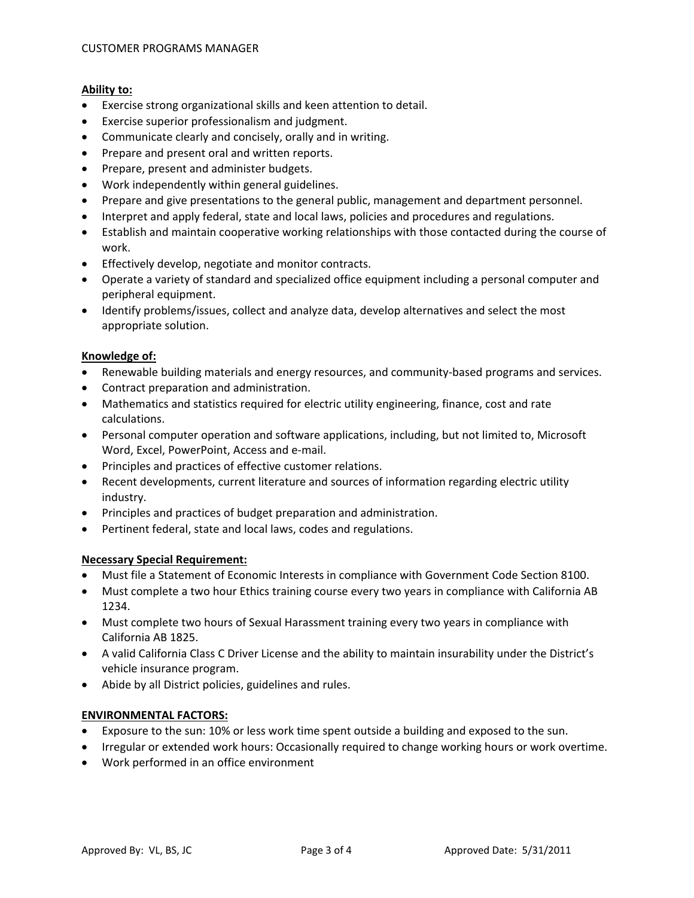**Ability to:**

- Exercise strong organizational skills and keen attention to detail.
- Exercise superior professionalism and judgment.
- Communicate clearly and concisely, orally and in writing.
- Prepare and present oral and written reports.
- Prepare, present and administer budgets.
- Work independently within general guidelines.
- Prepare and give presentations to the general public, management and department personnel.
- Interpret and apply federal, state and local laws, policies and procedures and regulations.
- Establish and maintain cooperative working relationships with those contacted during the course of work.
- Effectively develop, negotiate and monitor contracts.
- Operate a variety of standard and specialized office equipment including a personal computer and peripheral equipment.
- Identify problems/issues, collect and analyze data, develop alternatives and select the most appropriate solution.

**Knowledge of:**

- Renewable building materials and energy resources, and community-based programs and services.
- Contract preparation and administration.
- Mathematics and statistics required for electric utility engineering, finance, cost and rate calculations.
- Personal computer operation and software applications, including, but not limited to, Microsoft Word, Excel, PowerPoint, Access and e-mail.
- Principles and practices of effective customer relations.
- Recent developments, current literature and sources of information regarding electric utility industry.
- Principles and practices of budget preparation and administration.
- Pertinent federal, state and local laws, codes and regulations.

**Necessary Special Requirement:**

- Must file a Statement of Economic Interests in compliance with Government Code Section 8100.
- Must complete a two hour Ethics training course every two years in compliance with California AB 1234.
- Must complete two hours of Sexual Harassment training every two years in compliance with California AB 1825.
- A valid California Class C Driver License and the ability to maintain insurability under the District's vehicle insurance program.
- Abide by all District policies, guidelines and rules.

**ENVIRONMENTAL FACTORS:**

- Exposure to the sun: 10% or less work time spent outside a building and exposed to the sun.
- Irregular or extended work hours: Occasionally required to change working hours or work overtime.
- Work performed in an office environment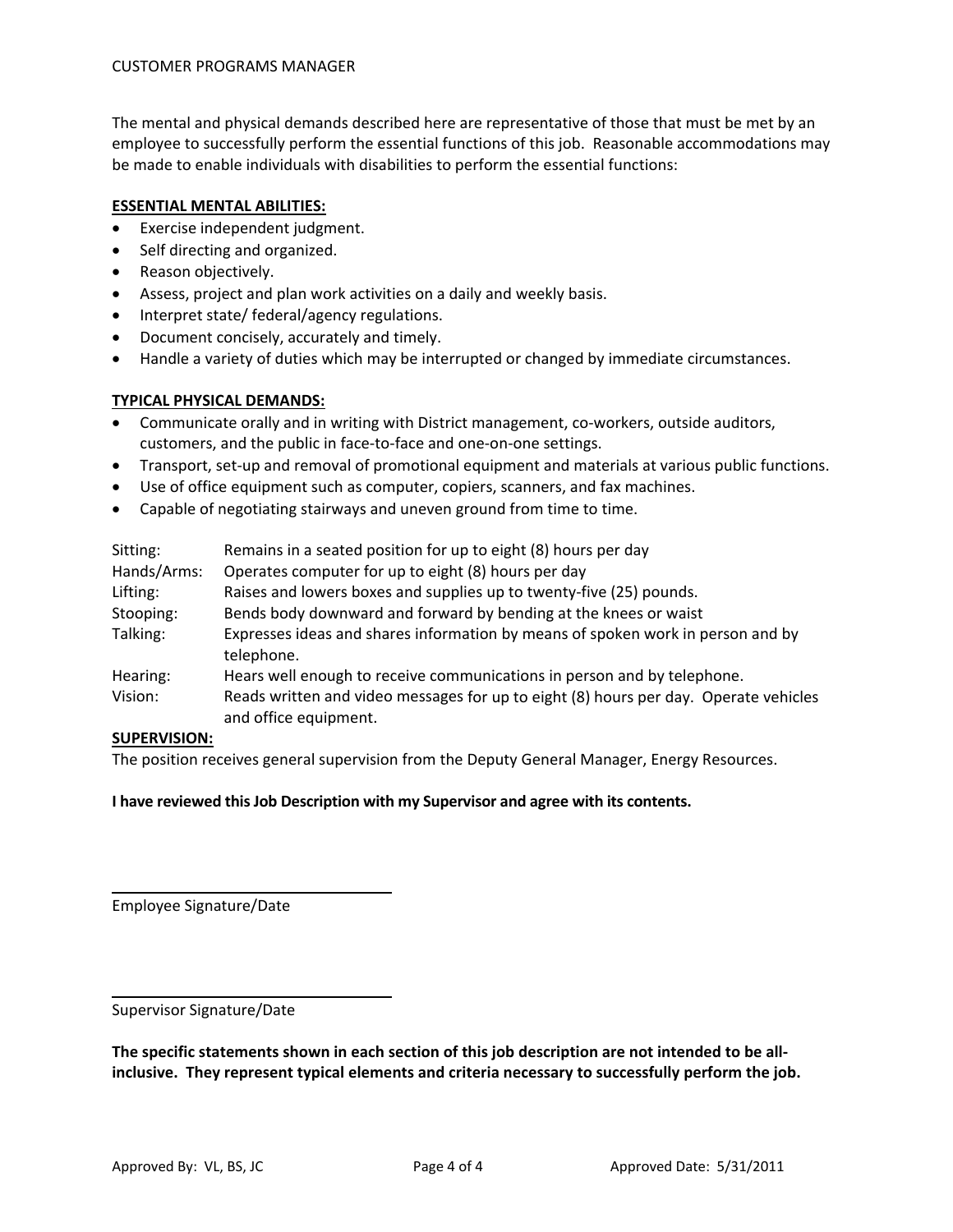The mental and physical demands described here are representative of those that must be met by an employee to successfully perform the essential functions of this job. Reasonable accommodations may be made to enable individuals with disabilities to perform the essential functions:

**ESSENTIAL MENTAL ABILITIES:**

- Exercise independent judgment.
- Self directing and organized.
- Reason objectively.
- Assess, project and plan work activities on a daily and weekly basis.
- Interpret state/ federal/agency regulations.
- Document concisely, accurately and timely.
- Handle a variety of duties which may be interrupted or changed by immediate circumstances.

**TYPICAL PHYSICAL DEMANDS:**

- Communicate orally and in writing with District management, co-workers, outside auditors, customers, and the public in face-to-face and one-on-one settings.
- Transport, set-up and removal of promotional equipment and materials at various public functions.
- Use of office equipment such as computer, copiers, scanners, and fax machines.
- Capable of negotiating stairways and uneven ground from time to time.

| | |
|---|---|
| Sitting: | Remains in a seated position for up to eight (8) hours per day |
| Hands/Arms: | Operates computer for up to eight (8) hours per day |
| Lifting: | Raises and lowers boxes and supplies up to twenty-five (25) pounds. |
| Stooping: | Bends body downward and forward by bending at the knees or waist |
| Talking: | Expresses ideas and shares information by means of spoken work in person and by telephone. |
| Hearing: | Hears well enough to receive communications in person and by telephone. |
| Vision: | Reads written and video messages for up to eight (8) hours per day. Operate vehicles and office equipment. |

**SUPERVISION:**

The position receives general supervision from the Deputy General Manager, Energy Resources.

**I have reviewed this Job Description with my Supervisor and agree with its contents.**

\_\_\_\_\_\_\_\_\_\_\_\_\_\_\_\_\_\_\_\_\_\_\_\_\_\_\_\_\_\_

Employee Signature/Date

\_\_\_\_\_\_\_\_\_\_\_\_\_\_\_\_\_\_\_\_\_\_\_\_\_\_\_\_\_\_

Supervisor Signature/Date

**The specific statements shown in each section of this job description are not intended to be all-inclusive. They represent typical elements and criteria necessary to successfully perform the job.**

Approved By: VL, BS, JC    Approved Date: 5/31/2011